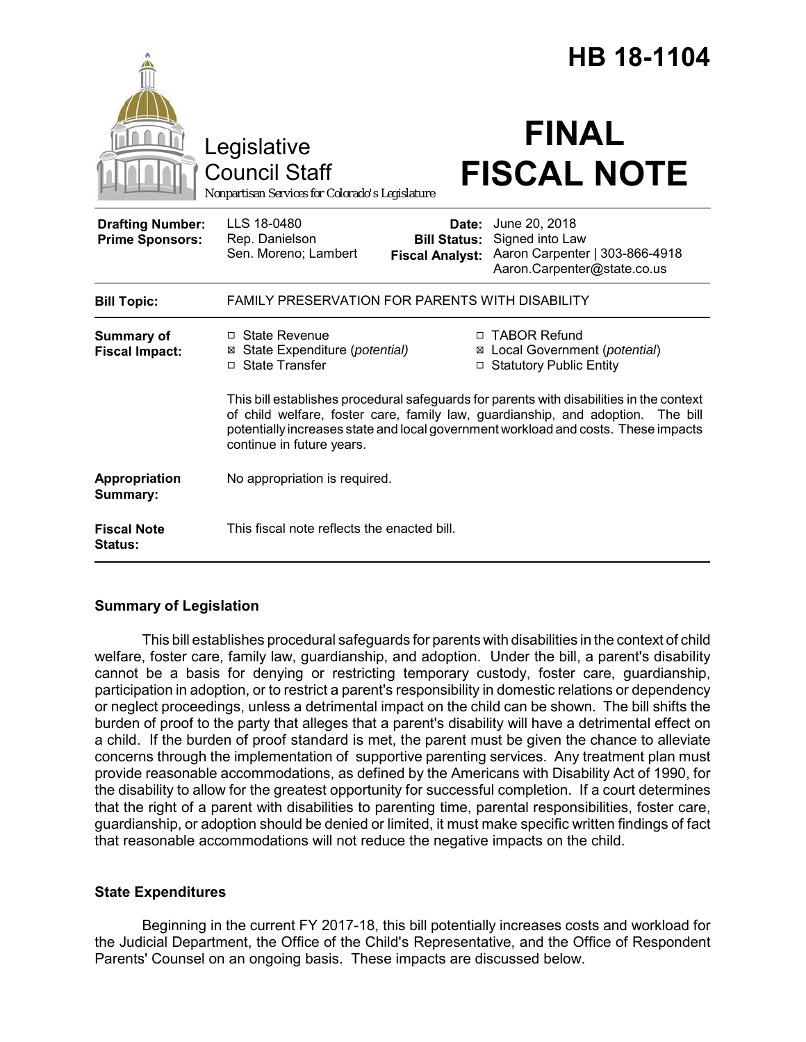# HB 18-1104

Legislative Council Staff

Nonpartisan Services for Colorado's Legislature

# FINAL FISCAL NOTE

| | | | |
|---|---|---|---|
| **Drafting Number:** | LLS 18-0480 | **Date:** | June 20, 2018 |
| **Prime Sponsors:** | Rep. Danielson<br>Sen. Moreno; Lambert | **Bill Status:** | Signed into Law |
| | | **Fiscal Analyst:** | Aaron Carpenter \| 303-866-4918<br>Aaron.Carpenter@state.co.us |

| | |
|---|---|
| **Bill Topic:** | FAMILY PRESERVATION FOR PARENTS WITH DISABILITY |
| **Summary of Fiscal Impact:** | ☐ State Revenue<br>☒ State Expenditure (*potential*)<br>☐ State Transfer<br>☐ TABOR Refund<br>☒ Local Government (*potential*)<br>☐ Statutory Public Entity<br><br>This bill establishes procedural safeguards for parents with disabilities in the context of child welfare, foster care, family law, guardianship, and adoption. The bill potentially increases state and local government workload and costs. These impacts continue in future years. |
| **Appropriation Summary:** | No appropriation is required. |
| **Fiscal Note Status:** | This fiscal note reflects the enacted bill. |

## Summary of Legislation

This bill establishes procedural safeguards for parents with disabilities in the context of child welfare, foster care, family law, guardianship, and adoption. Under the bill, a parent's disability cannot be a basis for denying or restricting temporary custody, foster care, guardianship, participation in adoption, or to restrict a parent's responsibility in domestic relations or dependency or neglect proceedings, unless a detrimental impact on the child can be shown. The bill shifts the burden of proof to the party that alleges that a parent's disability will have a detrimental effect on a child. If the burden of proof standard is met, the parent must be given the chance to alleviate concerns through the implementation of supportive parenting services. Any treatment plan must provide reasonable accommodations, as defined by the Americans with Disability Act of 1990, for the disability to allow for the greatest opportunity for successful completion. If a court determines that the right of a parent with disabilities to parenting time, parental responsibilities, foster care, guardianship, or adoption should be denied or limited, it must make specific written findings of fact that reasonable accommodations will not reduce the negative impacts on the child.

## State Expenditures

Beginning in the current FY 2017-18, this bill potentially increases costs and workload for the Judicial Department, the Office of the Child's Representative, and the Office of Respondent Parents' Counsel on an ongoing basis. These impacts are discussed below.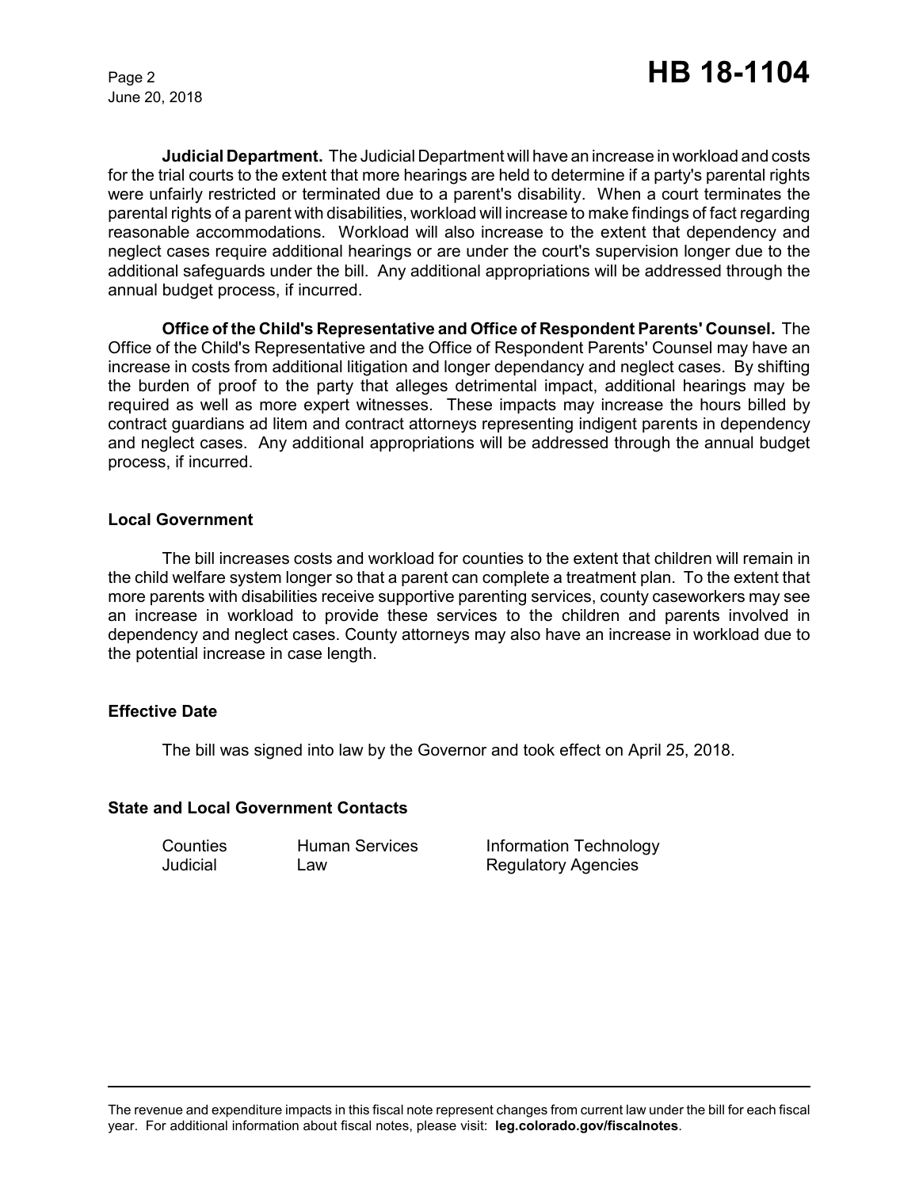**Judicial Department.** The Judicial Department will have an increase in workload and costs for the trial courts to the extent that more hearings are held to determine if a party's parental rights were unfairly restricted or terminated due to a parent's disability. When a court terminates the parental rights of a parent with disabilities, workload will increase to make findings of fact regarding reasonable accommodations. Workload will also increase to the extent that dependency and neglect cases require additional hearings or are under the court's supervision longer due to the additional safeguards under the bill. Any additional appropriations will be addressed through the annual budget process, if incurred.

**Office of the Child's Representative and Office of Respondent Parents' Counsel.** The Office of the Child's Representative and the Office of Respondent Parents' Counsel may have an increase in costs from additional litigation and longer dependancy and neglect cases. By shifting the burden of proof to the party that alleges detrimental impact, additional hearings may be required as well as more expert witnesses. These impacts may increase the hours billed by contract guardians ad litem and contract attorneys representing indigent parents in dependency and neglect cases. Any additional appropriations will be addressed through the annual budget process, if incurred.

### Local Government

The bill increases costs and workload for counties to the extent that children will remain in the child welfare system longer so that a parent can complete a treatment plan. To the extent that more parents with disabilities receive supportive parenting services, county caseworkers may see an increase in workload to provide these services to the children and parents involved in dependency and neglect cases. County attorneys may also have an increase in workload due to the potential increase in case length.

### Effective Date

The bill was signed into law by the Governor and took effect on April 25, 2018.

### State and Local Government Contacts

| | | |
|---|---|---|
| Counties | Human Services | Information Technology |
| Judicial | Law | Regulatory Agencies |

The revenue and expenditure impacts in this fiscal note represent changes from current law under the bill for each fiscal year. For additional information about fiscal notes, please visit: **leg.colorado.gov/fiscalnotes**.